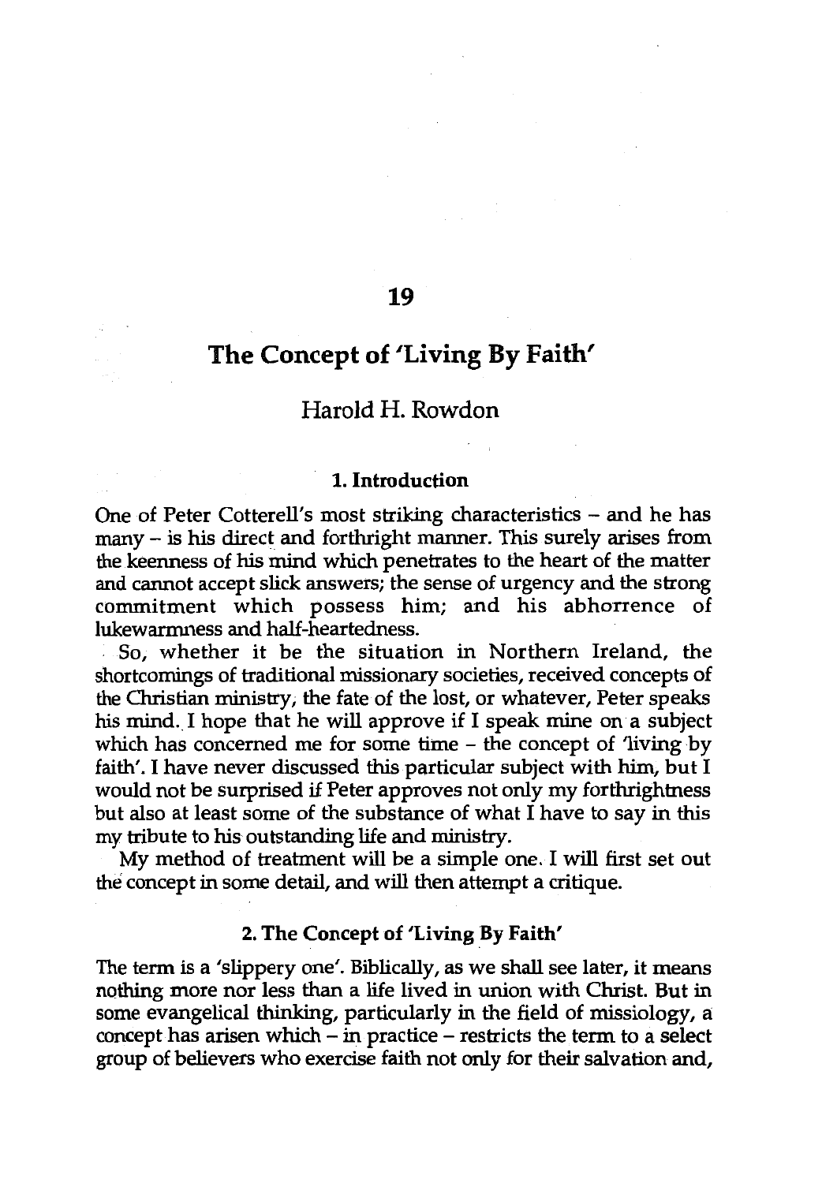# 19

# The Concept of 'Living By Faith'

## Harold H. Rowdon

### 1. Introduction

One of Peter Cotterell's most striking characteristics – and he has many – is his direct and forthright manner. This surely arises from the keenness of his mind which penetrates to the heart of the matter and cannot accept slick answers; the sense of urgency and the strong commitment which possess him; and his abhorrence of lukewarmness and half-heartedness.

So, whether it be the situation in Northern Ireland, the shortcomings of traditional missionary societies, received concepts of the Christian ministry, the fate of the lost, or whatever, Peter speaks his mind. I hope that he will approve if I speak mine on a subject which has concerned me for some time – the concept of 'living by faith'. I have never discussed this particular subject with him, but I would not be surprised if Peter approves not only my forthrightness but also at least some of the substance of what I have to say in this my tribute to his outstanding life and ministry.

My method of treatment will be a simple one. I will first set out the concept in some detail, and will then attempt a critique.

### 2. The Concept of 'Living By Faith'

The term is a 'slippery one'. Biblically, as we shall see later, it means nothing more nor less than a life lived in union with Christ. But in some evangelical thinking, particularly in the field of missiology, a concept has arisen which – in practice – restricts the term to a select group of believers who exercise faith not only for their salvation and,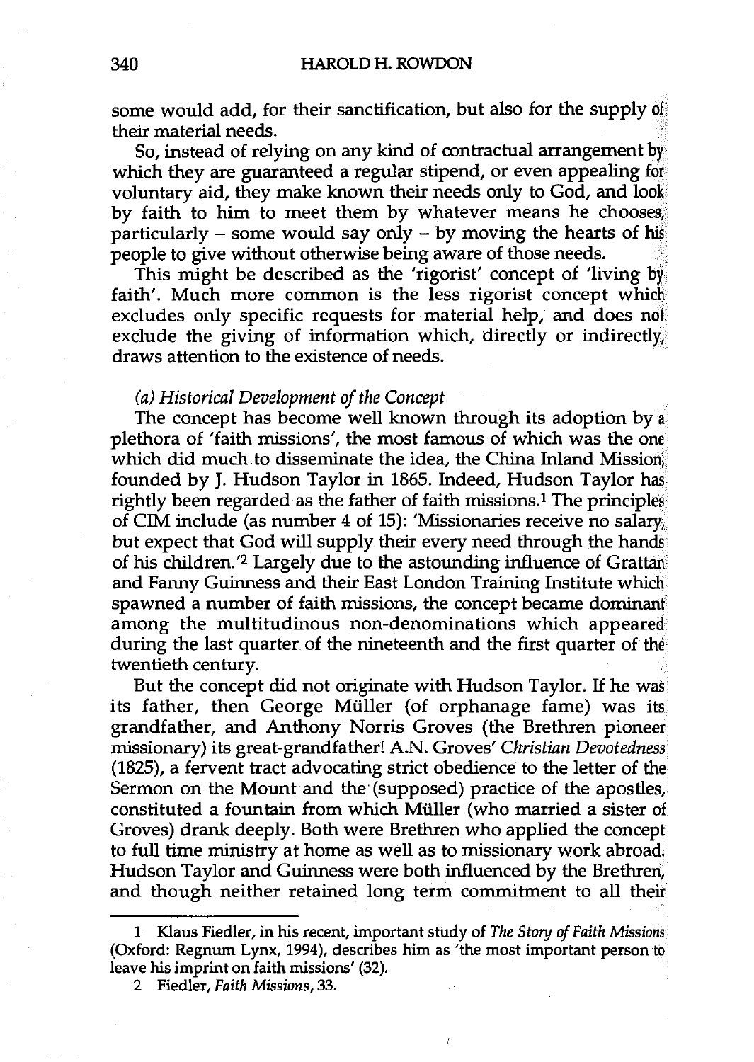some would add, for their sanctification, but also for the supply of their material needs.

So, instead of relying on any kind of contractual arrangement by which they are guaranteed a regular stipend, or even appealing for voluntary aid, they make known their needs only to God, and look by faith to him to meet them by whatever means he chooses, particularly – some would say only – by moving the hearts of his people to give without otherwise being aware of those needs.

This might be described as the 'rigorist' concept of 'living by faith'. Much more common is the less rigorist concept which excludes only specific requests for material help, and does not exclude the giving of information which, directly or indirectly, draws attention to the existence of needs.

*(a) Historical Development of the Concept*

The concept has become well known through its adoption by a plethora of 'faith missions', the most famous of which was the one which did much to disseminate the idea, the China Inland Mission, founded by J. Hudson Taylor in 1865. Indeed, Hudson Taylor has rightly been regarded as the father of faith missions.[1] The principles of CIM include (as number 4 of 15): 'Missionaries receive no salary, but expect that God will supply their every need through the hands of his children.'[2] Largely due to the astounding influence of Grattan and Fanny Guinness and their East London Training Institute which spawned a number of faith missions, the concept became dominant among the multitudinous non-denominations which appeared during the last quarter of the nineteenth and the first quarter of the twentieth century.

But the concept did not originate with Hudson Taylor. If he was its father, then George Müller (of orphanage fame) was its grandfather, and Anthony Norris Groves (the Brethren pioneer missionary) its great-grandfather! A.N. Groves' *Christian Devotedness* (1825), a fervent tract advocating strict obedience to the letter of the Sermon on the Mount and the (supposed) practice of the apostles, constituted a fountain from which Müller (who married a sister of Groves) drank deeply. Both were Brethren who applied the concept to full time ministry at home as well as to missionary work abroad. Hudson Taylor and Guinness were both influenced by the Brethren, and though neither retained long term commitment to all their

1 Klaus Fiedler, in his recent, important study of *The Story of Faith Missions* (Oxford: Regnum Lynx, 1994), describes him as 'the most important person to leave his imprint on faith missions' (32).

2 Fiedler, *Faith Missions*, 33.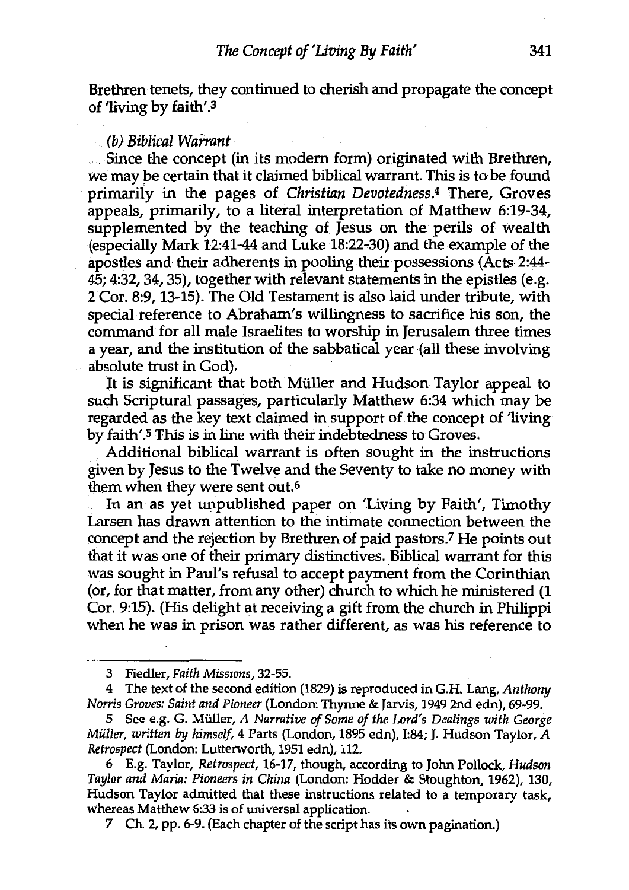Brethren tenets, they continued to cherish and propagate the concept of 'living by faith'.[3]

### *(b) Biblical Warrant*

Since the concept (in its modern form) originated with Brethren, we may be certain that it claimed biblical warrant. This is to be found primarily in the pages of *Christian Devotedness*.[4] There, Groves appeals, primarily, to a literal interpretation of Matthew 6:19-34, supplemented by the teaching of Jesus on the perils of wealth (especially Mark 12:41-44 and Luke 18:22-30) and the example of the apostles and their adherents in pooling their possessions (Acts 2:44-45; 4:32, 34, 35), together with relevant statements in the epistles (e.g. 2 Cor. 8:9, 13-15). The Old Testament is also laid under tribute, with special reference to Abraham's willingness to sacrifice his son, the command for all male Israelites to worship in Jerusalem three times a year, and the institution of the sabbatical year (all these involving absolute trust in God).

It is significant that both Müller and Hudson Taylor appeal to such Scriptural passages, particularly Matthew 6:34 which may be regarded as the key text claimed in support of the concept of 'living by faith'.[5] This is in line with their indebtedness to Groves.

Additional biblical warrant is often sought in the instructions given by Jesus to the Twelve and the Seventy to take no money with them when they were sent out.[6]

In an as yet unpublished paper on 'Living by Faith', Timothy Larsen has drawn attention to the intimate connection between the concept and the rejection by Brethren of paid pastors.[7] He points out that it was one of their primary distinctives. Biblical warrant for this was sought in Paul's refusal to accept payment from the Corinthian (or, for that matter, from any other) church to which he ministered (1 Cor. 9:15). (His delight at receiving a gift from the church in Philippi when he was in prison was rather different, as was his reference to

---

3 Fiedler, *Faith Missions*, 32-55.

4 The text of the second edition (1829) is reproduced in G.H. Lang, *Anthony Norris Groves: Saint and Pioneer* (London: Thynne & Jarvis, 1949 2nd edn), 69-99.

5 See e.g. G. Müller, *A Narrative of Some of the Lord's Dealings with George Müller, written by himself*, 4 Parts (London, 1895 edn), I:84; J. Hudson Taylor, *A Retrospect* (London: Lutterworth, 1951 edn), 112.

6 E.g. Taylor, *Retrospect*, 16-17, though, according to John Pollock, *Hudson Taylor and Maria: Pioneers in China* (London: Hodder & Stoughton, 1962), 130, Hudson Taylor admitted that these instructions related to a temporary task, whereas Matthew 6:33 is of universal application.

7 Ch. 2, pp. 6-9. (Each chapter of the script has its own pagination.)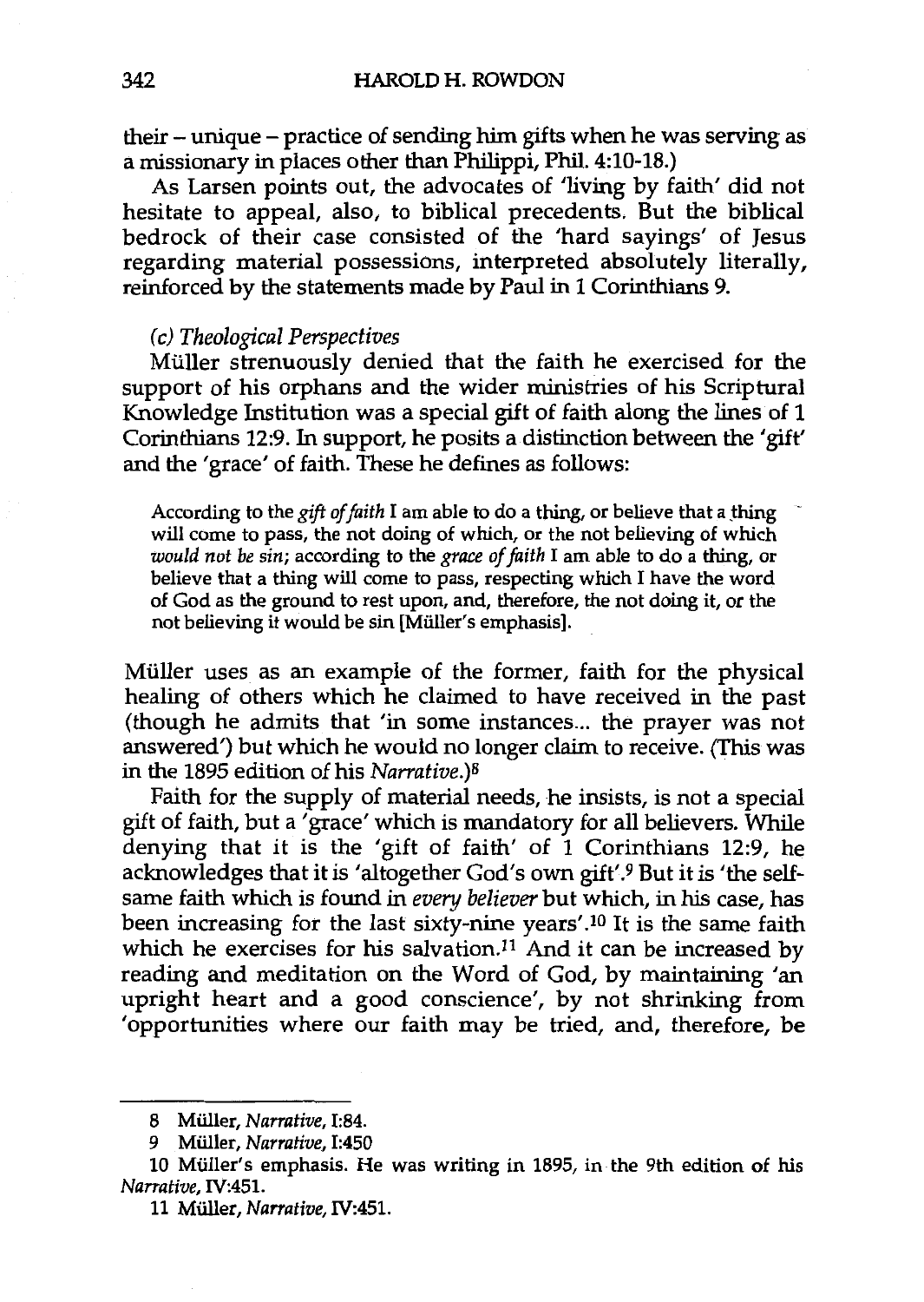their – unique – practice of sending him gifts when he was serving as a missionary in places other than Philippi, Phil. 4:10-18.)

As Larsen points out, the advocates of 'living by faith' did not hesitate to appeal, also, to biblical precedents. But the biblical bedrock of their case consisted of the 'hard sayings' of Jesus regarding material possessions, interpreted absolutely literally, reinforced by the statements made by Paul in 1 Corinthians 9.

*(c) Theological Perspectives*

Müller strenuously denied that the faith he exercised for the support of his orphans and the wider ministries of his Scriptural Knowledge Institution was a special gift of faith along the lines of 1 Corinthians 12:9. In support, he posits a distinction between the 'gift' and the 'grace' of faith. These he defines as follows:

> According to the *gift of faith* I am able to do a thing, or believe that a thing will come to pass, the not doing of which, or the not believing of which *would not be sin*; according to the *grace of faith* I am able to do a thing, or believe that a thing will come to pass, respecting which I have the word of God as the ground to rest upon, and, therefore, the not doing it, or the not believing it would be sin [Müller's emphasis].

Müller uses as an example of the former, faith for the physical healing of others which he claimed to have received in the past (though he admits that 'in some instances... the prayer was not answered') but which he would no longer claim to receive. (This was in the 1895 edition of his *Narrative*.)[8]

Faith for the supply of material needs, he insists, is not a special gift of faith, but a 'grace' which is mandatory for all believers. While denying that it is the 'gift of faith' of 1 Corinthians 12:9, he acknowledges that it is 'altogether God's own gift'.[9] But it is 'the self-same faith which is found in *every believer* but which, in his case, has been increasing for the last sixty-nine years'.[10] It is the same faith which he exercises for his salvation.[11] And it can be increased by reading and meditation on the Word of God, by maintaining 'an upright heart and a good conscience', by not shrinking from 'opportunities where our faith may be tried, and, therefore, be

---

8 Müller, *Narrative*, I:84.

9 Müller, *Narrative*, I:450

10 Müller's emphasis. He was writing in 1895, in the 9th edition of his *Narrative*, IV:451.

11 Müller, *Narrative*, IV:451.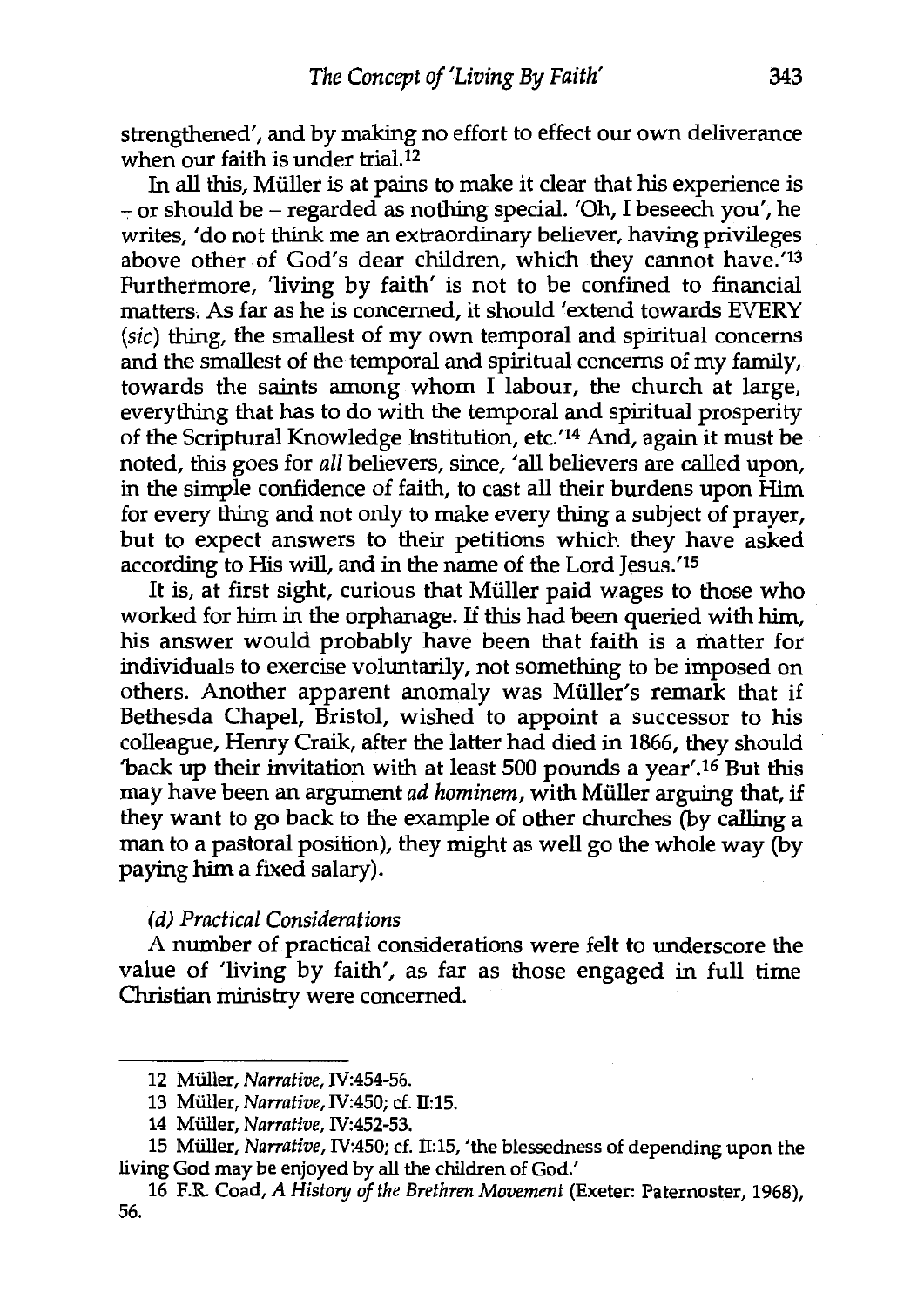strengthened', and by making no effort to effect our own deliverance when our faith is under trial.[12]

In all this, Müller is at pains to make it clear that his experience is – or should be – regarded as nothing special. 'Oh, I beseech you', he writes, 'do not think me an extraordinary believer, having privileges above other of God's dear children, which they cannot have.'[13] Furthermore, 'living by faith' is not to be confined to financial matters. As far as he is concerned, it should 'extend towards EVERY (*sic*) thing, the smallest of my own temporal and spiritual concerns and the smallest of the temporal and spiritual concerns of my family, towards the saints among whom I labour, the church at large, everything that has to do with the temporal and spiritual prosperity of the Scriptural Knowledge Institution, etc.'[14] And, again it must be noted, this goes for *all* believers, since, 'all believers are called upon, in the simple confidence of faith, to cast all their burdens upon Him for every thing and not only to make every thing a subject of prayer, but to expect answers to their petitions which they have asked according to His will, and in the name of the Lord Jesus.'[15]

It is, at first sight, curious that Müller paid wages to those who worked for him in the orphanage. If this had been queried with him, his answer would probably have been that faith is a matter for individuals to exercise voluntarily, not something to be imposed on others. Another apparent anomaly was Müller's remark that if Bethesda Chapel, Bristol, wished to appoint a successor to his colleague, Henry Craik, after the latter had died in 1866, they should 'back up their invitation with at least 500 pounds a year'.[16] But this may have been an argument *ad hominem*, with Müller arguing that, if they want to go back to the example of other churches (by calling a man to a pastoral position), they might as well go the whole way (by paying him a fixed salary).

*(d) Practical Considerations*

A number of practical considerations were felt to underscore the value of 'living by faith', as far as those engaged in full time Christian ministry were concerned.

---

12 Müller, *Narrative*, IV:454-56.

13 Müller, *Narrative*, IV:450; cf. II:15.

14 Müller, *Narrative*, IV:452-53.

15 Müller, *Narrative*, IV:450; cf. II:15, 'the blessedness of depending upon the living God may be enjoyed by all the children of God.'

16 F.R. Coad, *A History of the Brethren Movement* (Exeter: Paternoster, 1968), 56.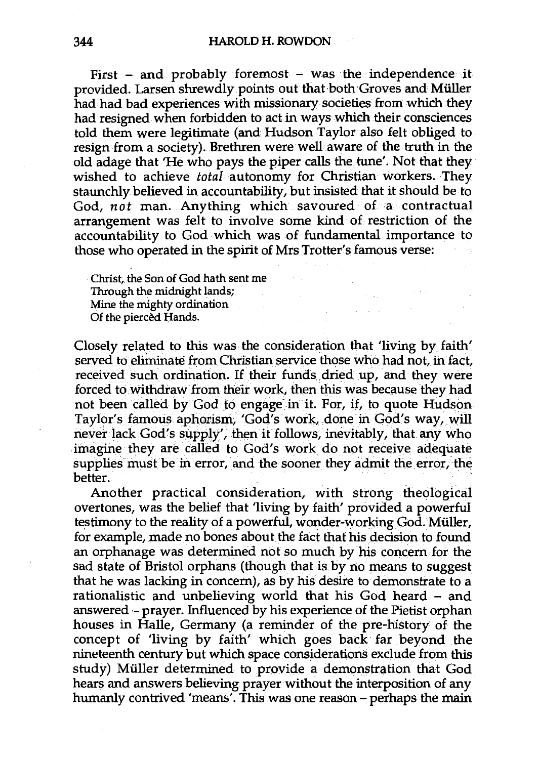First – and probably foremost – was the independence it provided. Larsen shrewdly points out that both Groves and Müller had had bad experiences with missionary societies from which they had resigned when forbidden to act in ways which their consciences told them were legitimate (and Hudson Taylor also felt obliged to resign from a society). Brethren were well aware of the truth in the old adage that 'He who pays the piper calls the tune'. Not that they wished to achieve *total* autonomy for Christian workers. They staunchly believed in accountability, but insisted that it should be to God, *not* man. Anything which savoured of a contractual arrangement was felt to involve some kind of restriction of the accountability to God which was of fundamental importance to those who operated in the spirit of Mrs Trotter's famous verse:

> Christ, the Son of God hath sent me
> Through the midnight lands;
> Mine the mighty ordination
> Of the piercèd Hands.

Closely related to this was the consideration that 'living by faith' served to eliminate from Christian service those who had not, in fact, received such ordination. If their funds dried up, and they were forced to withdraw from their work, then this was because they had not been called by God to engage in it. For, if, to quote Hudson Taylor's famous aphorism, 'God's work, done in God's way, will never lack God's supply', then it follows, inevitably, that any who imagine they are called to God's work do not receive adequate supplies must be in error, and the sooner they admit the error, the better.

Another practical consideration, with strong theological overtones, was the belief that 'living by faith' provided a powerful testimony to the reality of a powerful, wonder-working God. Müller, for example, made no bones about the fact that his decision to found an orphanage was determined not so much by his concern for the sad state of Bristol orphans (though that is by no means to suggest that he was lacking in concern), as by his desire to demonstrate to a rationalistic and unbelieving world that his God heard – and answered – prayer. Influenced by his experience of the Pietist orphan houses in Halle, Germany (a reminder of the pre-history of the concept of 'living by faith' which goes back far beyond the nineteenth century but which space considerations exclude from this study) Müller determined to provide a demonstration that God hears and answers believing prayer without the interposition of any humanly contrived 'means'. This was one reason – perhaps the main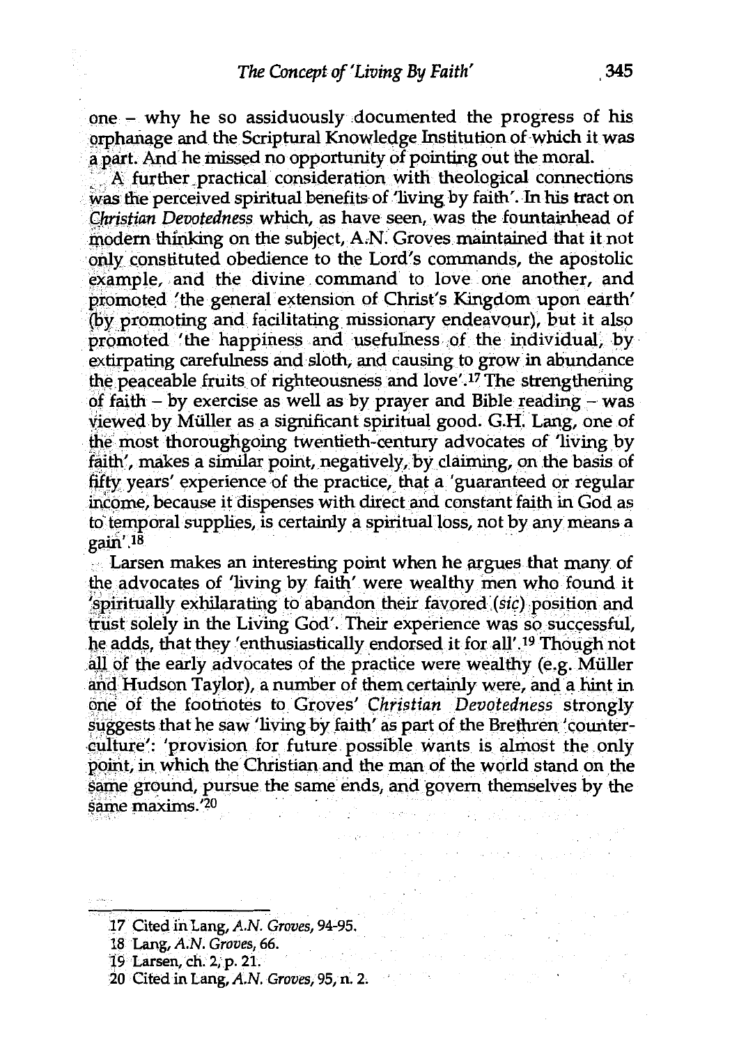one – why he so assiduously documented the progress of his orphanage and the Scriptural Knowledge Institution of which it was a part. And he missed no opportunity of pointing out the moral.

A further practical consideration with theological connections was the perceived spiritual benefits of 'living by faith'. In his tract on *Christian Devotedness* which, as have seen, was the fountainhead of modern thinking on the subject, A.N. Groves maintained that it not only constituted obedience to the Lord's commands, the apostolic example, and the divine command to love one another, and promoted 'the general extension of Christ's Kingdom upon earth' (by promoting and facilitating missionary endeavour), but it also promoted 'the happiness and usefulness of the individual, by extirpating carefulness and sloth, and causing to grow in abundance the peaceable fruits of righteousness and love'.[17] The strengthening of faith – by exercise as well as by prayer and Bible reading – was viewed by Müller as a significant spiritual good. G.H. Lang, one of the most thoroughgoing twentieth-century advocates of 'living by faith', makes a similar point, negatively, by claiming, on the basis of fifty years' experience of the practice, that a 'guaranteed or regular income, because it dispenses with direct and constant faith in God as to temporal supplies, is certainly a spiritual loss, not by any means a gain'.[18]

Larsen makes an interesting point when he argues that many of the advocates of 'living by faith' were wealthy men who found it 'spiritually exhilarating to abandon their favored (*sic*) position and trust solely in the Living God'. Their experience was so successful, he adds, that they 'enthusiastically endorsed it for all'.[19] Though not all of the early advocates of the practice were wealthy (e.g. Müller and Hudson Taylor), a number of them certainly were, and a hint in one of the footnotes to Groves' *Christian Devotedness* strongly suggests that he saw 'living by faith' as part of the Brethren 'counter-culture': 'provision for future possible wants is almost the only point, in which the Christian and the man of the world stand on the same ground, pursue the same ends, and govern themselves by the same maxims.'[20]

---

17 Cited in Lang, *A.N. Groves*, 94-95.

18 Lang, *A.N. Groves*, 66.

19 Larsen, ch. 2, p. 21.

20 Cited in Lang, *A.N. Groves*, 95, n. 2.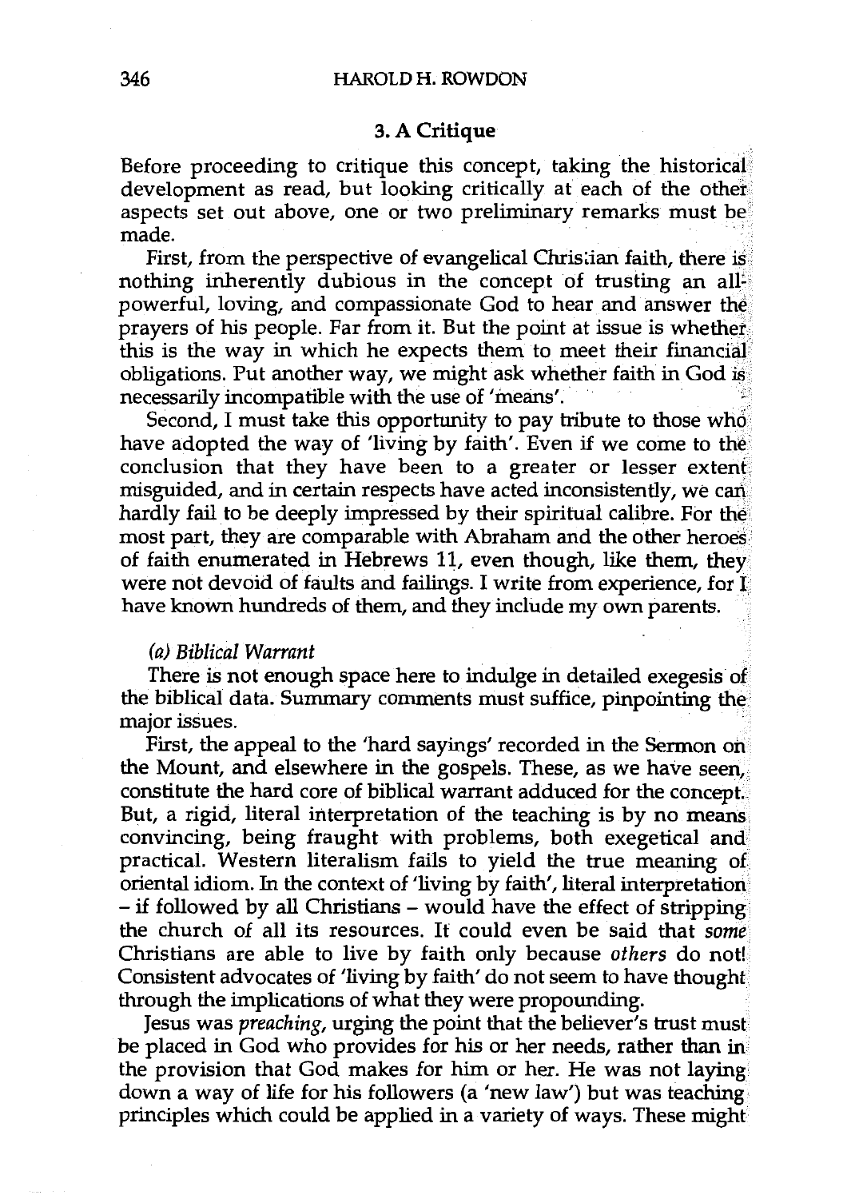### 3. A Critique

Before proceeding to critique this concept, taking the historical development as read, but looking critically at each of the other aspects set out above, one or two preliminary remarks must be made.

First, from the perspective of evangelical Christian faith, there is nothing inherently dubious in the concept of trusting an all-powerful, loving, and compassionate God to hear and answer the prayers of his people. Far from it. But the point at issue is whether this is the way in which he expects them to meet their financial obligations. Put another way, we might ask whether faith in God is necessarily incompatible with the use of 'means'.

Second, I must take this opportunity to pay tribute to those who have adopted the way of 'living by faith'. Even if we come to the conclusion that they have been to a greater or lesser extent misguided, and in certain respects have acted inconsistently, we can hardly fail to be deeply impressed by their spiritual calibre. For the most part, they are comparable with Abraham and the other heroes of faith enumerated in Hebrews 11, even though, like them, they were not devoid of faults and failings. I write from experience, for I have known hundreds of them, and they include my own parents.

#### *(a) Biblical Warrant*

There is not enough space here to indulge in detailed exegesis of the biblical data. Summary comments must suffice, pinpointing the major issues.

First, the appeal to the 'hard sayings' recorded in the Sermon on the Mount, and elsewhere in the gospels. These, as we have seen, constitute the hard core of biblical warrant adduced for the concept. But, a rigid, literal interpretation of the teaching is by no means convincing, being fraught with problems, both exegetical and practical. Western literalism fails to yield the true meaning of oriental idiom. In the context of 'living by faith', literal interpretation – if followed by all Christians – would have the effect of stripping the church of all its resources. It could even be said that *some* Christians are able to live by faith only because *others* do not! Consistent advocates of 'living by faith' do not seem to have thought through the implications of what they were propounding.

Jesus was *preaching*, urging the point that the believer's trust must be placed in God who provides for his or her needs, rather than in the provision that God makes for him or her. He was not laying down a way of life for his followers (a 'new law') but was teaching principles which could be applied in a variety of ways. These might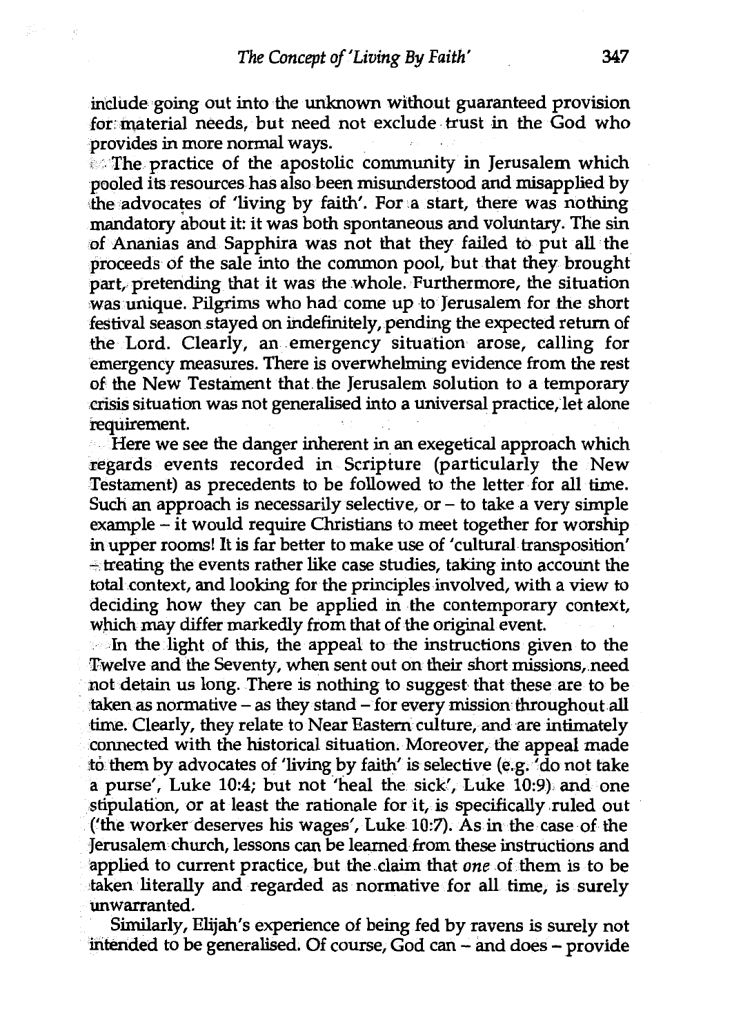include going out into the unknown without guaranteed provision for material needs, but need not exclude trust in the God who provides in more normal ways.

The practice of the apostolic community in Jerusalem which pooled its resources has also been misunderstood and misapplied by the advocates of 'living by faith'. For a start, there was nothing mandatory about it: it was both spontaneous and voluntary. The sin of Ananias and Sapphira was not that they failed to put all the proceeds of the sale into the common pool, but that they brought part, pretending that it was the whole. Furthermore, the situation was unique. Pilgrims who had come up to Jerusalem for the short festival season stayed on indefinitely, pending the expected return of the Lord. Clearly, an emergency situation arose, calling for emergency measures. There is overwhelming evidence from the rest of the New Testament that the Jerusalem solution to a temporary crisis situation was not generalised into a universal practice, let alone requirement.

Here we see the danger inherent in an exegetical approach which regards events recorded in Scripture (particularly the New Testament) as precedents to be followed to the letter for all time. Such an approach is necessarily selective, or – to take a very simple example – it would require Christians to meet together for worship in upper rooms! It is far better to make use of 'cultural transposition' – treating the events rather like case studies, taking into account the total context, and looking for the principles involved, with a view to deciding how they can be applied in the contemporary context, which may differ markedly from that of the original event.

In the light of this, the appeal to the instructions given to the Twelve and the Seventy, when sent out on their short missions, need not detain us long. There is nothing to suggest that these are to be taken as normative – as they stand – for every mission throughout all time. Clearly, they relate to Near Eastern culture, and are intimately connected with the historical situation. Moreover, the appeal made to them by advocates of 'living by faith' is selective (e.g. 'do not take a purse', Luke 10:4; but not 'heal the sick', Luke 10:9) and one stipulation, or at least the rationale for it, is specifically ruled out ('the worker deserves his wages', Luke 10:7). As in the case of the Jerusalem church, lessons can be learned from these instructions and applied to current practice, but the claim that *one* of them is to be taken literally and regarded as normative for all time, is surely unwarranted.

Similarly, Elijah's experience of being fed by ravens is surely not intended to be generalised. Of course, God can – and does – provide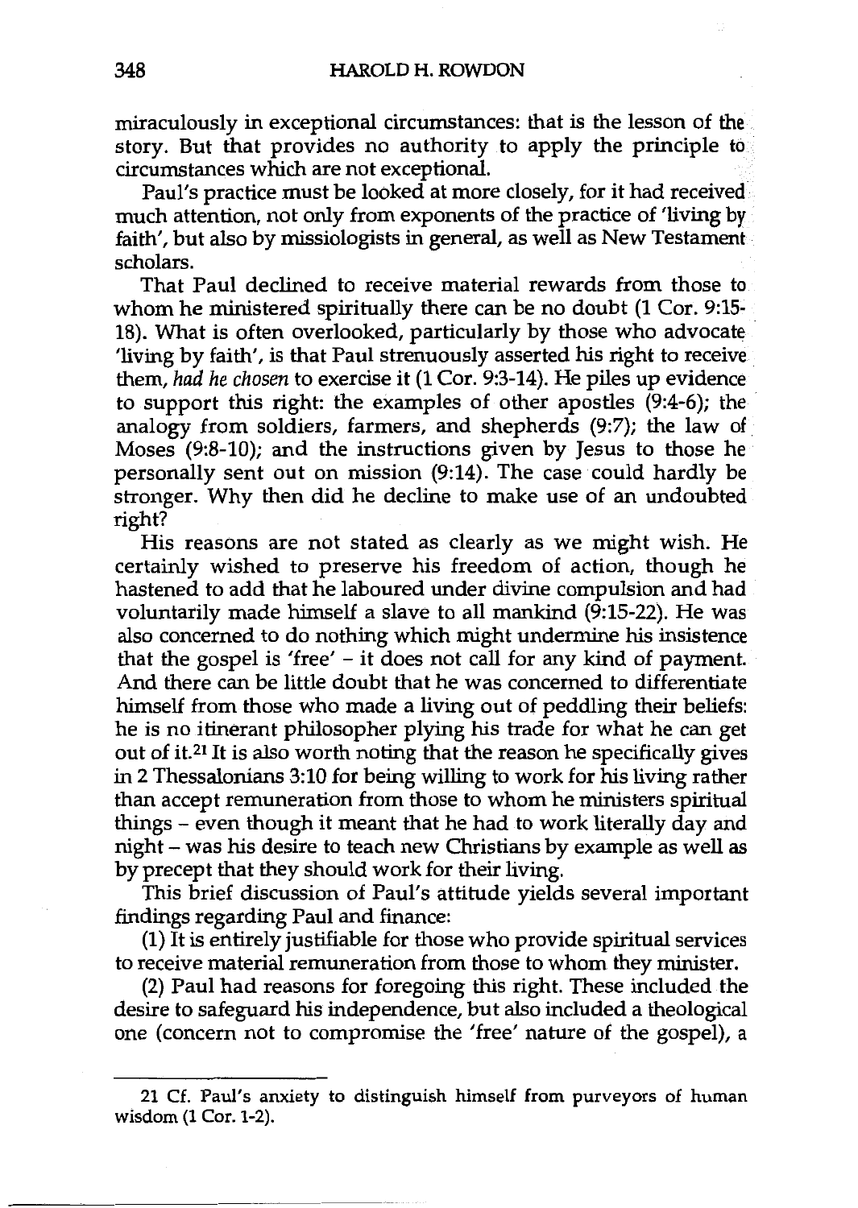miraculously in exceptional circumstances: that is the lesson of the story. But that provides no authority to apply the principle to circumstances which are not exceptional.

Paul's practice must be looked at more closely, for it had received much attention, not only from exponents of the practice of 'living by faith', but also by missiologists in general, as well as New Testament scholars.

That Paul declined to receive material rewards from those to whom he ministered spiritually there can be no doubt (1 Cor. 9:15-18). What is often overlooked, particularly by those who advocate 'living by faith', is that Paul strenuously asserted his right to receive them, *had he chosen* to exercise it (1 Cor. 9:3-14). He piles up evidence to support this right: the examples of other apostles (9:4-6); the analogy from soldiers, farmers, and shepherds (9:7); the law of Moses (9:8-10); and the instructions given by Jesus to those he personally sent out on mission (9:14). The case could hardly be stronger. Why then did he decline to make use of an undoubted right?

His reasons are not stated as clearly as we might wish. He certainly wished to preserve his freedom of action, though he hastened to add that he laboured under divine compulsion and had voluntarily made himself a slave to all mankind (9:15-22). He was also concerned to do nothing which might undermine his insistence that the gospel is 'free' – it does not call for any kind of payment. And there can be little doubt that he was concerned to differentiate himself from those who made a living out of peddling their beliefs: he is no itinerant philosopher plying his trade for what he can get out of it.[21] It is also worth noting that the reason he specifically gives in 2 Thessalonians 3:10 for being willing to work for his living rather than accept remuneration from those to whom he ministers spiritual things – even though it meant that he had to work literally day and night – was his desire to teach new Christians by example as well as by precept that they should work for their living.

This brief discussion of Paul's attitude yields several important findings regarding Paul and finance:

(1) It is entirely justifiable for those who provide spiritual services to receive material remuneration from those to whom they minister.

(2) Paul had reasons for foregoing this right. These included the desire to safeguard his independence, but also included a theological one (concern not to compromise the 'free' nature of the gospel), a

---

21 Cf. Paul's anxiety to distinguish himself from purveyors of human wisdom (1 Cor. 1-2).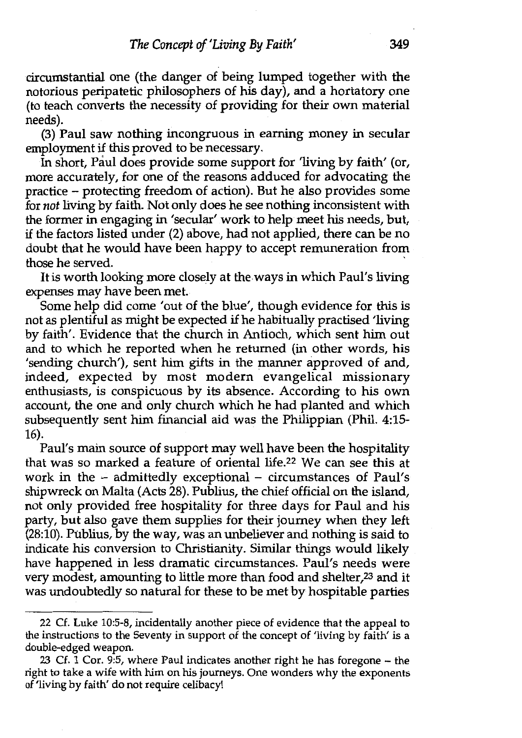circumstantial one (the danger of being lumped together with the notorious peripatetic philosophers of his day), and a hortatory one (to teach converts the necessity of providing for their own material needs).

(3) Paul saw nothing incongruous in earning money in secular employment if this proved to be necessary.

In short, Paul does provide some support for 'living by faith' (or, more accurately, for one of the reasons adduced for advocating the practice – protecting freedom of action). But he also provides some for *not* living by faith. Not only does he see nothing inconsistent with the former in engaging in 'secular' work to help meet his needs, but, if the factors listed under (2) above, had not applied, there can be no doubt that he would have been happy to accept remuneration from those he served.

It is worth looking more closely at the ways in which Paul's living expenses may have been met.

Some help did come 'out of the blue', though evidence for this is not as plentiful as might be expected if he habitually practised 'living by faith'. Evidence that the church in Antioch, which sent him out and to which he reported when he returned (in other words, his 'sending church'), sent him gifts in the manner approved of and, indeed, expected by most modern evangelical missionary enthusiasts, is conspicuous by its absence. According to his own account, the one and only church which he had planted and which subsequently sent him financial aid was the Philippian (Phil. 4:15-16).

Paul's main source of support may well have been the hospitality that was so marked a feature of oriental life.[22] We can see this at work in the – admittedly exceptional – circumstances of Paul's shipwreck on Malta (Acts 28). Publius, the chief official on the island, not only provided free hospitality for three days for Paul and his party, but also gave them supplies for their journey when they left (28:10). Publius, by the way, was an unbeliever and nothing is said to indicate his conversion to Christianity. Similar things would likely have happened in less dramatic circumstances. Paul's needs were very modest, amounting to little more than food and shelter,[23] and it was undoubtedly so natural for these to be met by hospitable parties

---

22 Cf. Luke 10:5-8, incidentally another piece of evidence that the appeal to the instructions to the Seventy in support of the concept of 'living by faith' is a double-edged weapon.

23 Cf. 1 Cor. 9:5, where Paul indicates another right he has foregone – the right to take a wife with him on his journeys. One wonders why the exponents of 'living by faith' do not require celibacy!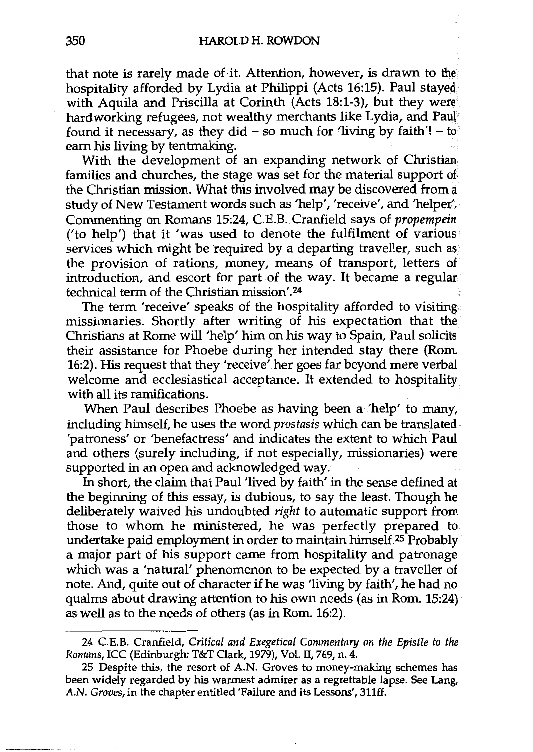that note is rarely made of it. Attention, however, is drawn to the hospitality afforded by Lydia at Philippi (Acts 16:15). Paul stayed with Aquila and Priscilla at Corinth (Acts 18:1-3), but they were hardworking refugees, not wealthy merchants like Lydia, and Paul found it necessary, as they did – so much for 'living by faith'! – to earn his living by tentmaking.

With the development of an expanding network of Christian families and churches, the stage was set for the material support of the Christian mission. What this involved may be discovered from a study of New Testament words such as 'help', 'receive', and 'helper'. Commenting on Romans 15:24, C.E.B. Cranfield says of *propempein* ('to help') that it 'was used to denote the fulfilment of various services which might be required by a departing traveller, such as the provision of rations, money, means of transport, letters of introduction, and escort for part of the way. It became a regular technical term of the Christian mission'.[24]

The term 'receive' speaks of the hospitality afforded to visiting missionaries. Shortly after writing of his expectation that the Christians at Rome will 'help' him on his way to Spain, Paul solicits their assistance for Phoebe during her intended stay there (Rom. 16:2). His request that they 'receive' her goes far beyond mere verbal welcome and ecclesiastical acceptance. It extended to hospitality with all its ramifications.

When Paul describes Phoebe as having been a 'help' to many, including himself, he uses the word *prostasis* which can be translated 'patroness' or 'benefactress' and indicates the extent to which Paul and others (surely including, if not especially, missionaries) were supported in an open and acknowledged way.

In short, the claim that Paul 'lived by faith' in the sense defined at the beginning of this essay, is dubious, to say the least. Though he deliberately waived his undoubted *right* to automatic support from those to whom he ministered, he was perfectly prepared to undertake paid employment in order to maintain himself.[25] Probably a major part of his support came from hospitality and patronage which was a 'natural' phenomenon to be expected by a traveller of note. And, quite out of character if he was 'living by faith', he had no qualms about drawing attention to his own needs (as in Rom. 15:24) as well as to the needs of others (as in Rom. 16:2).

---

24 C.E.B. Cranfield, *Critical and Exegetical Commentary on the Epistle to the Romans*, ICC (Edinburgh: T&T Clark, 1979), Vol. II, 769, n. 4.

25 Despite this, the resort of A.N. Groves to money-making schemes has been widely regarded by his warmest admirer as a regrettable lapse. See Lang, *A.N. Groves*, in the chapter entitled 'Failure and its Lessons', 311ff.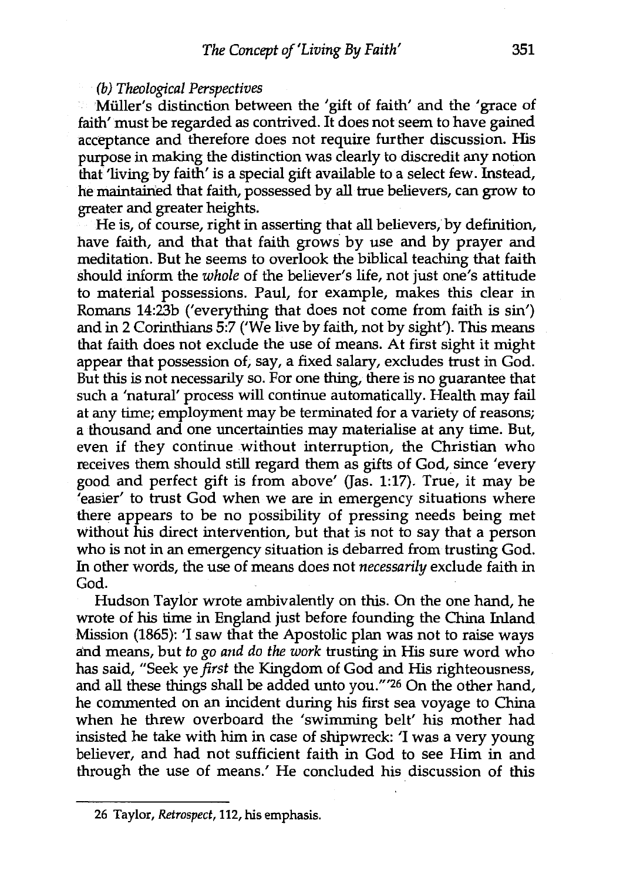### *(b) Theological Perspectives*

Müller's distinction between the 'gift of faith' and the 'grace of faith' must be regarded as contrived. It does not seem to have gained acceptance and therefore does not require further discussion. His purpose in making the distinction was clearly to discredit any notion that 'living by faith' is a special gift available to a select few. Instead, he maintained that faith, possessed by all true believers, can grow to greater and greater heights.

He is, of course, right in asserting that all believers, by definition, have faith, and that that faith grows by use and by prayer and meditation. But he seems to overlook the biblical teaching that faith should inform the *whole* of the believer's life, not just one's attitude to material possessions. Paul, for example, makes this clear in Romans 14:23b ('everything that does not come from faith is sin') and in 2 Corinthians 5:7 ('We live by faith, not by sight'). This means that faith does not exclude the use of means. At first sight it might appear that possession of, say, a fixed salary, excludes trust in God. But this is not necessarily so. For one thing, there is no guarantee that such a 'natural' process will continue automatically. Health may fail at any time; employment may be terminated for a variety of reasons; a thousand and one uncertainties may materialise at any time. But, even if they continue without interruption, the Christian who receives them should still regard them as gifts of God, since 'every good and perfect gift is from above' (Jas. 1:17). True, it may be 'easier' to trust God when we are in emergency situations where there appears to be no possibility of pressing needs being met without his direct intervention, but that is not to say that a person who is not in an emergency situation is debarred from trusting God. In other words, the use of means does not *necessarily* exclude faith in God.

Hudson Taylor wrote ambivalently on this. On the one hand, he wrote of his time in England just before founding the China Inland Mission (1865): 'I saw that the Apostolic plan was not to raise ways and means, but *to go and do the work* trusting in His sure word who has said, "Seek ye *first* the Kingdom of God and His righteousness, and all these things shall be added unto you."'[26] On the other hand, he commented on an incident during his first sea voyage to China when he threw overboard the 'swimming belt' his mother had insisted he take with him in case of shipwreck: 'I was a very young believer, and had not sufficient faith in God to see Him in and through the use of means.' He concluded his discussion of this

---

26 Taylor, *Retrospect*, 112, his emphasis.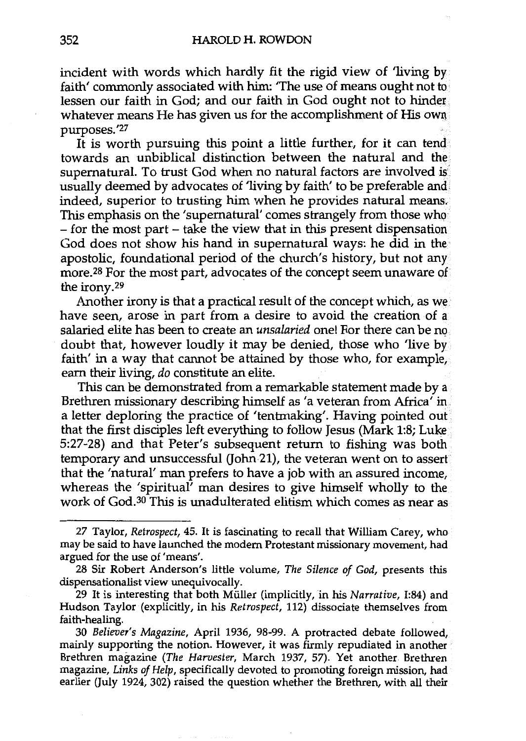incident with words which hardly fit the rigid view of 'living by faith' commonly associated with him: 'The use of means ought not to lessen our faith in God; and our faith in God ought not to hinder whatever means He has given us for the accomplishment of His own purposes.'[27]

It is worth pursuing this point a little further, for it can tend towards an unbiblical distinction between the natural and the supernatural. To trust God when no natural factors are involved is usually deemed by advocates of 'living by faith' to be preferable and indeed, superior to trusting him when he provides natural means. This emphasis on the 'supernatural' comes strangely from those who – for the most part – take the view that in this present dispensation God does not show his hand in supernatural ways: he did in the apostolic, foundational period of the church's history, but not any more.[28] For the most part, advocates of the concept seem unaware of the irony.[29]

Another irony is that a practical result of the concept which, as we have seen, arose in part from a desire to avoid the creation of a salaried elite has been to create an *unsalaried* one! For there can be no doubt that, however loudly it may be denied, those who 'live by faith' in a way that cannot be attained by those who, for example, earn their living, *do* constitute an elite.

This can be demonstrated from a remarkable statement made by a Brethren missionary describing himself as 'a veteran from Africa' in a letter deploring the practice of 'tentmaking'. Having pointed out that the first disciples left everything to follow Jesus (Mark 1:8; Luke 5:27-28) and that Peter's subsequent return to fishing was both temporary and unsuccessful (John 21), the veteran went on to assert that the 'natural' man prefers to have a job with an assured income, whereas the 'spiritual' man desires to give himself wholly to the work of God.[30] This is unadulterated elitism which comes as near as

---

27 Taylor, *Retrospect*, 45. It is fascinating to recall that William Carey, who may be said to have launched the modern Protestant missionary movement, had argued for the use of 'means'.

28 Sir Robert Anderson's little volume, *The Silence of God*, presents this dispensationalist view unequivocally.

29 It is interesting that both Müller (implicitly, in his *Narrative*, I:84) and Hudson Taylor (explicitly, in his *Retrospect*, 112) dissociate themselves from faith-healing.

30 *Believer's Magazine*, April 1936, 98-99. A protracted debate followed, mainly supporting the notion. However, it was firmly repudiated in another Brethren magazine (*The Harvester*, March 1937, 57). Yet another Brethren magazine, *Links of Help*, specifically devoted to promoting foreign mission, had earlier (July 1924, 302) raised the question whether the Brethren, with all their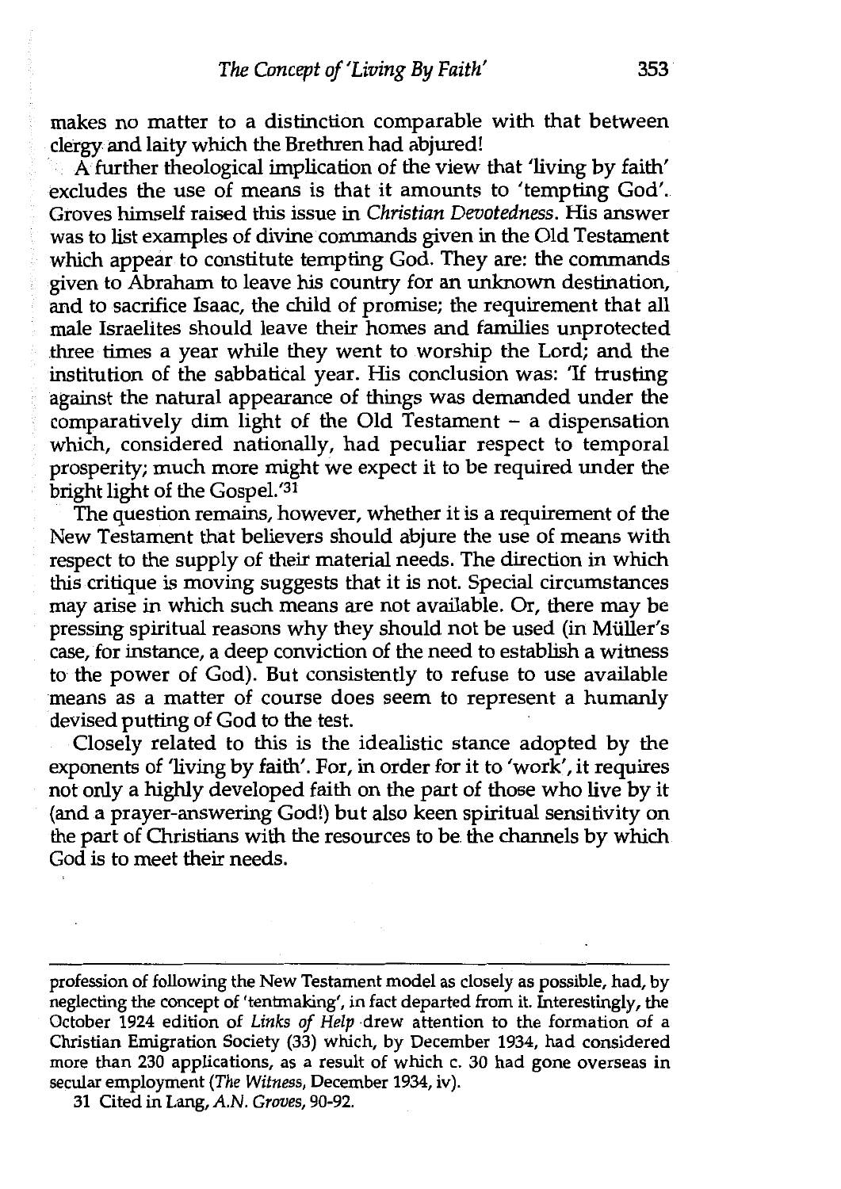makes no matter to a distinction comparable with that between clergy and laity which the Brethren had abjured!

A further theological implication of the view that 'living by faith' excludes the use of means is that it amounts to 'tempting God'. Groves himself raised this issue in *Christian Devotedness*. His answer was to list examples of divine commands given in the Old Testament which appear to constitute tempting God. They are: the commands given to Abraham to leave his country for an unknown destination, and to sacrifice Isaac, the child of promise; the requirement that all male Israelites should leave their homes and families unprotected three times a year while they went to worship the Lord; and the institution of the sabbatical year. His conclusion was: 'If trusting against the natural appearance of things was demanded under the comparatively dim light of the Old Testament – a dispensation which, considered nationally, had peculiar respect to temporal prosperity; much more might we expect it to be required under the bright light of the Gospel.'[31]

The question remains, however, whether it is a requirement of the New Testament that believers should abjure the use of means with respect to the supply of their material needs. The direction in which this critique is moving suggests that it is not. Special circumstances may arise in which such means are not available. Or, there may be pressing spiritual reasons why they should not be used (in Müller's case, for instance, a deep conviction of the need to establish a witness to the power of God). But consistently to refuse to use available means as a matter of course does seem to represent a humanly devised putting of God to the test.

Closely related to this is the idealistic stance adopted by the exponents of 'living by faith'. For, in order for it to 'work', it requires not only a highly developed faith on the part of those who live by it (and a prayer-answering God!) but also keen spiritual sensitivity on the part of Christians with the resources to be the channels by which God is to meet their needs.

---

profession of following the New Testament model as closely as possible, had, by neglecting the concept of 'tentmaking', in fact departed from it. Interestingly, the October 1924 edition of *Links of Help* drew attention to the formation of a Christian Emigration Society (33) which, by December 1934, had considered more than 230 applications, as a result of which c. 30 had gone overseas in secular employment (*The Witness*, December 1934, iv).

31 Cited in Lang, *A.N. Groves*, 90-92.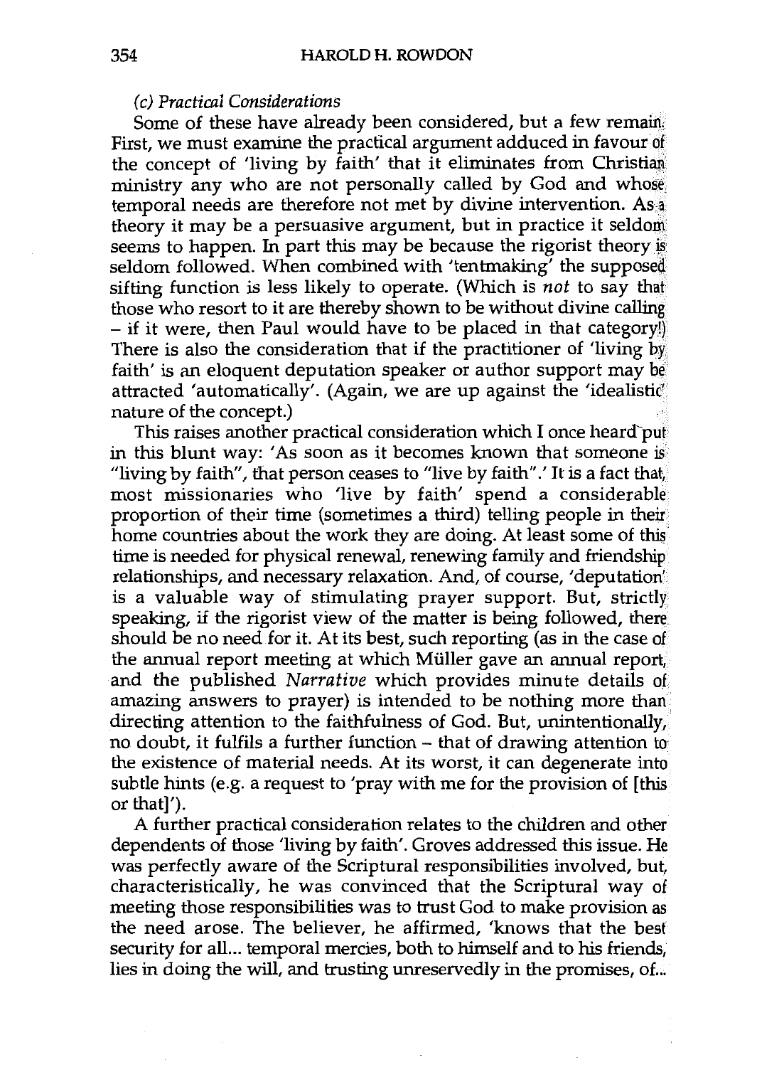*(c) Practical Considerations*

Some of these have already been considered, but a few remain. First, we must examine the practical argument adduced in favour of the concept of 'living by faith' that it eliminates from Christian ministry any who are not personally called by God and whose temporal needs are therefore not met by divine intervention. As a theory it may be a persuasive argument, but in practice it seldom seems to happen. In part this may be because the rigorist theory is seldom followed. When combined with 'tentmaking' the supposed sifting function is less likely to operate. (Which is *not* to say that those who resort to it are thereby shown to be without divine calling – if it were, then Paul would have to be placed in that category!) There is also the consideration that if the practitioner of 'living by faith' is an eloquent deputation speaker or author support may be attracted 'automatically'. (Again, we are up against the 'idealistic' nature of the concept.)

This raises another practical consideration which I once heard put in this blunt way: 'As soon as it becomes known that someone is "living by faith", that person ceases to "live by faith".' It is a fact that, most missionaries who 'live by faith' spend a considerable proportion of their time (sometimes a third) telling people in their home countries about the work they are doing. At least some of this time is needed for physical renewal, renewing family and friendship relationships, and necessary relaxation. And, of course, 'deputation' is a valuable way of stimulating prayer support. But, strictly speaking, if the rigorist view of the matter is being followed, there should be no need for it. At its best, such reporting (as in the case of the annual report meeting at which Müller gave an annual report, and the published *Narrative* which provides minute details of amazing answers to prayer) is intended to be nothing more than directing attention to the faithfulness of God. But, unintentionally, no doubt, it fulfils a further function – that of drawing attention to the existence of material needs. At its worst, it can degenerate into subtle hints (e.g. a request to 'pray with me for the provision of [this or that]').

A further practical consideration relates to the children and other dependents of those 'living by faith'. Groves addressed this issue. He was perfectly aware of the Scriptural responsibilities involved, but, characteristically, he was convinced that the Scriptural way of meeting those responsibilities was to trust God to make provision as the need arose. The believer, he affirmed, 'knows that the best security for all... temporal mercies, both to himself and to his friends, lies in doing the will, and trusting unreservedly in the promises, of...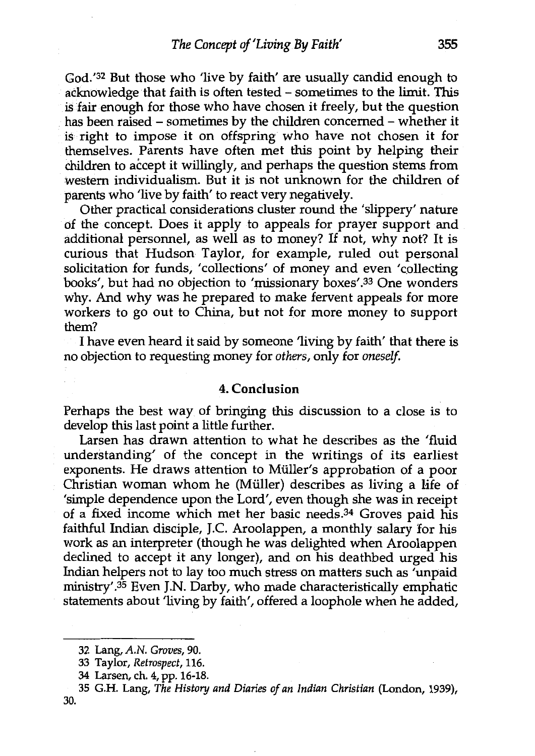God.'[32] But those who 'live by faith' are usually candid enough to acknowledge that faith is often tested – sometimes to the limit. This is fair enough for those who have chosen it freely, but the question has been raised – sometimes by the children concerned – whether it is right to impose it on offspring who have not chosen it for themselves. Parents have often met this point by helping their children to accept it willingly, and perhaps the question stems from western individualism. But it is not unknown for the children of parents who 'live by faith' to react very negatively.

Other practical considerations cluster round the 'slippery' nature of the concept. Does it apply to appeals for prayer support and additional personnel, as well as to money? If not, why not? It is curious that Hudson Taylor, for example, ruled out personal solicitation for funds, 'collections' of money and even 'collecting books', but had no objection to 'missionary boxes'.[33] One wonders why. And why was he prepared to make fervent appeals for more workers to go out to China, but not for more money to support them?

I have even heard it said by someone 'living by faith' that there is no objection to requesting money for *others*, only for *oneself*.

## 4. Conclusion

Perhaps the best way of bringing this discussion to a close is to develop this last point a little further.

Larsen has drawn attention to what he describes as the 'fluid understanding' of the concept in the writings of its earliest exponents. He draws attention to Müller's approbation of a poor Christian woman whom he (Müller) describes as living a life of 'simple dependence upon the Lord', even though she was in receipt of a fixed income which met her basic needs.[34] Groves paid his faithful Indian disciple, J.C. Aroolappen, a monthly salary for his work as an interpreter (though he was delighted when Aroolappen declined to accept it any longer), and on his deathbed urged his Indian helpers not to lay too much stress on matters such as 'unpaid ministry'.[35] Even J.N. Darby, who made characteristically emphatic statements about 'living by faith', offered a loophole when he added,

---

32 Lang, *A.N. Groves*, 90.

33 Taylor, *Retrospect*, 116.

34 Larsen, ch. 4, pp. 16-18.

35 G.H. Lang, *The History and Diaries of an Indian Christian* (London, 1939), 30.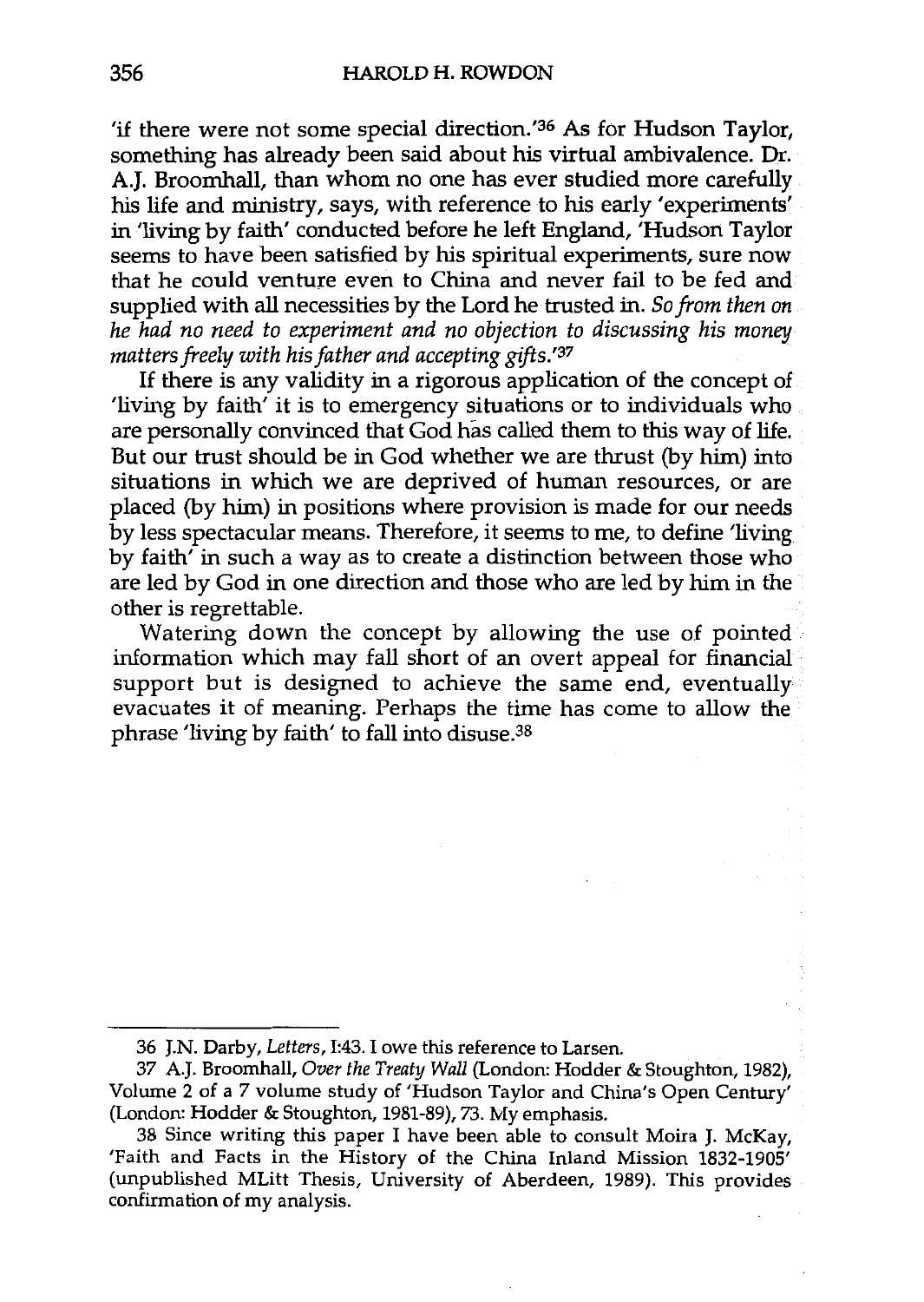'if there were not some special direction.'[36] As for Hudson Taylor, something has already been said about his virtual ambivalence. Dr. A.J. Broomhall, than whom no one has ever studied more carefully his life and ministry, says, with reference to his early 'experiments' in 'living by faith' conducted before he left England, 'Hudson Taylor seems to have been satisfied by his spiritual experiments, sure now that he could venture even to China and never fail to be fed and supplied with all necessities by the Lord he trusted in. *So from then on he had no need to experiment and no objection to discussing his money matters freely with his father and accepting gifts.*'[37]

If there is any validity in a rigorous application of the concept of 'living by faith' it is to emergency situations or to individuals who are personally convinced that God has called them to this way of life. But our trust should be in God whether we are thrust (by him) into situations in which we are deprived of human resources, or are placed (by him) in positions where provision is made for our needs by less spectacular means. Therefore, it seems to me, to define 'living by faith' in such a way as to create a distinction between those who are led by God in one direction and those who are led by him in the other is regrettable.

Watering down the concept by allowing the use of pointed information which may fall short of an overt appeal for financial support but is designed to achieve the same end, eventually evacuates it of meaning. Perhaps the time has come to allow the phrase 'living by faith' to fall into disuse.[38]

---

36 J.N. Darby, *Letters*, I:43. I owe this reference to Larsen.

37 A.J. Broomhall, *Over the Treaty Wall* (London: Hodder & Stoughton, 1982), Volume 2 of a 7 volume study of 'Hudson Taylor and China's Open Century' (London: Hodder & Stoughton, 1981-89), 73. My emphasis.

38 Since writing this paper I have been able to consult Moira J. McKay, 'Faith and Facts in the History of the China Inland Mission 1832-1905' (unpublished MLitt Thesis, University of Aberdeen, 1989). This provides confirmation of my analysis.